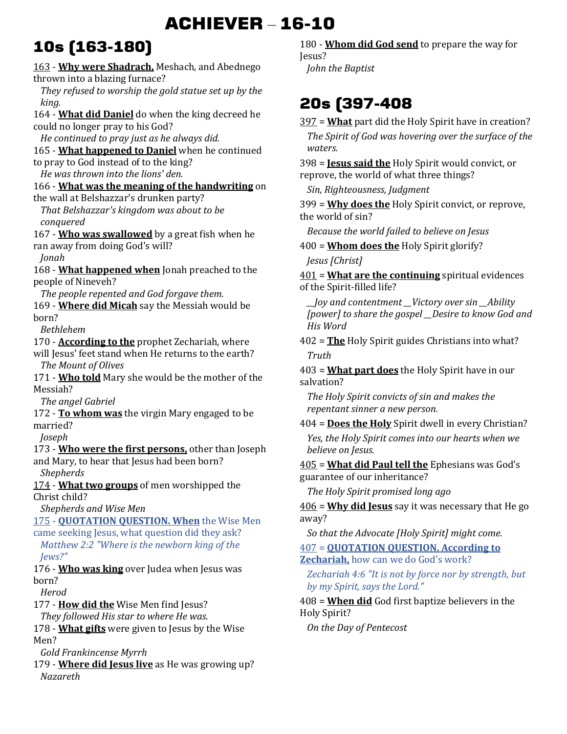# ACHIEVER – 16-10

## 10s (163-180)

163 - **Why were Shadrach,** Meshach, and Abednego thrown into a blazing furnace?

*They refused to worship the gold statue set up by the king.*

164 - **What did Daniel** do when the king decreed he could no longer pray to his God?

*He continued to pray just as he always did.*

165 - **What happened to Daniel** when he continued to pray to God instead of to the king?

*He was thrown into the lions' den.*

166 - **What was the meaning of the handwriting** on the wall at Belshazzar's drunken party?

*That Belshazzar's kingdom was about to be conquered*

167 - **Who was swallowed** by a great fish when he ran away from doing God's will?

*Jonah*

168 - **What happened when** Jonah preached to the people of Nineveh?

*The people repented and God forgave them.*

169 - **Where did Micah** say the Messiah would be born?

*Bethlehem*

170 - **According to the** prophet Zechariah, where will Jesus' feet stand when He returns to the earth?

*The Mount of Olives*

171 - **Who told** Mary she would be the mother of the Messiah?

*The angel Gabriel*

172 - **To whom was** the virgin Mary engaged to be married?

*Joseph*

173 - **Who were the first persons,** other than Joseph and Mary, to hear that Jesus had been born?

*Shepherds*

174 - **What two groups** of men worshipped the Christ child?

*Shepherds and Wise Men*

175 - **QUOTATION QUESTION. When** the Wise Men came seeking Jesus, what question did they ask?

*Matthew 2:2 "Where is the newborn king of the Jews?"*

176 - **Who was king** over Judea when Jesus was born?

*Herod*

177 - **How did the** Wise Men find Jesus?

*They followed His star to where He was.*

178 - **What gifts** were given to Jesus by the Wise Men?

*Gold Frankincense Myrrh*

179 - **Where did Jesus live** as He was growing up?

*Nazareth*

180 - **Whom did God send** to prepare the way for Jesus?

*John the Baptist*

## 20s (397-408

397 = **What** part did the Holy Spirit have in creation?

*The Spirit of God was hovering over the surface of the waters.*

398 = **Jesus said the** Holy Spirit would convict, or reprove, the world of what three things?

*Sin, Righteousness, Judgment*

399 = **Why does the** Holy Spirit convict, or reprove, the world of sin?

*Because the world failed to believe on Jesus*

400 = **Whom does the** Holy Spirit glorify?

*Jesus [Christ]*

401 = **What are the continuing** spiritual evidences of the Spirit-filled life?

*__Joy and contentment __Victory over sin __Ability [power] to share the gospel __Desire to know God and His Word*

402 = **The** Holy Spirit guides Christians into what?

*Truth*

403 = **What part does** the Holy Spirit have in our salvation?

*The Holy Spirit convicts of sin and makes the repentant sinner a new person.*

404 = **Does the Holy** Spirit dwell in every Christian?

*Yes, the Holy Spirit comes into our hearts when we believe on Jesus.*

405 = **What did Paul tell the** Ephesians was God's guarantee of our inheritance?

*The Holy Spirit promised long ago*

406 = **Why did Jesus** say it was necessary that He go away?

*So that the Advocate [Holy Spirit] might come.*

407 = **QUOTATION QUESTION. According to Zechariah,** how can we do God's work?

*Zechariah 4:6 "It is not by force nor by strength, but by my Spirit, says the Lord."*

408 = **When did** God first baptize believers in the Holy Spirit?

*On the Day of Pentecost*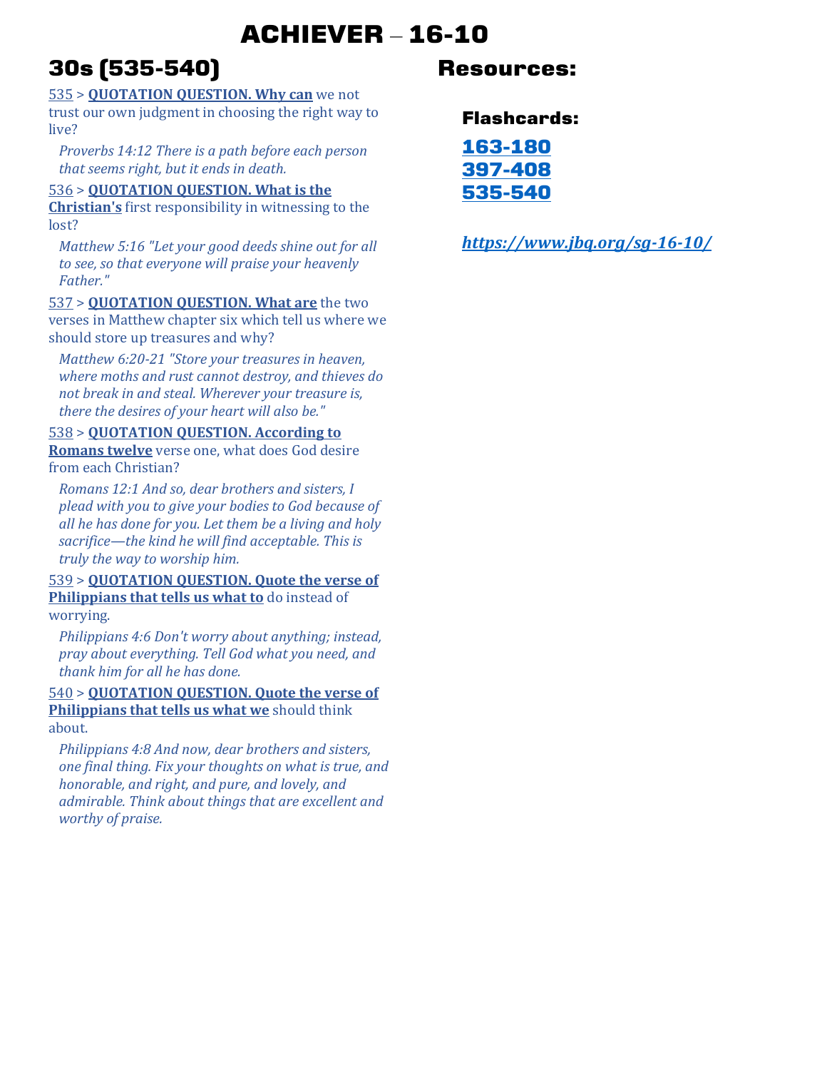# ACHIEVER – 16-10

## 30s (535-540)

535 > **QUOTATION QUESTION. Why can** we not trust our own judgment in choosing the right way to live?

*Proverbs 14:12 There is a path before each person that seems right, but it ends in death.*

536 > **QUOTATION QUESTION. What is the Christian's** first responsibility in witnessing to the lost?

*Matthew 5:16 "Let your good deeds shine out for all to see, so that everyone will praise your heavenly Father."*

537 > **QUOTATION QUESTION. What are** the two verses in Matthew chapter six which tell us where we should store up treasures and why?

*Matthew 6:20-21 "Store your treasures in heaven, where moths and rust cannot destroy, and thieves do not break in and steal. Wherever your treasure is, there the desires of your heart will also be."*

538 > **QUOTATION QUESTION. According to Romans twelve** verse one, what does God desire from each Christian?

*Romans 12:1 And so, dear brothers and sisters, I plead with you to give your bodies to God because of all he has done for you. Let them be a living and holy sacrifice—the kind he will find acceptable. This is truly the way to worship him.*

539 > **QUOTATION QUESTION. Quote the verse of Philippians that tells us what to** do instead of worrying.

*Philippians 4:6 Don't worry about anything; instead, pray about everything. Tell God what you need, and thank him for all he has done.*

540 > **QUOTATION QUESTION. Quote the verse of Philippians that tells us what we** should think about.

*Philippians 4:8 And now, dear brothers and sisters, one final thing. Fix your thoughts on what is true, and honorable, and right, and pure, and lovely, and admirable. Think about things that are excellent and worthy of praise.*

## Resources:

### Flashcards:

**163-180**
**397-408**
**535-540**

***https://www.jbq.org/sg-16-10/***